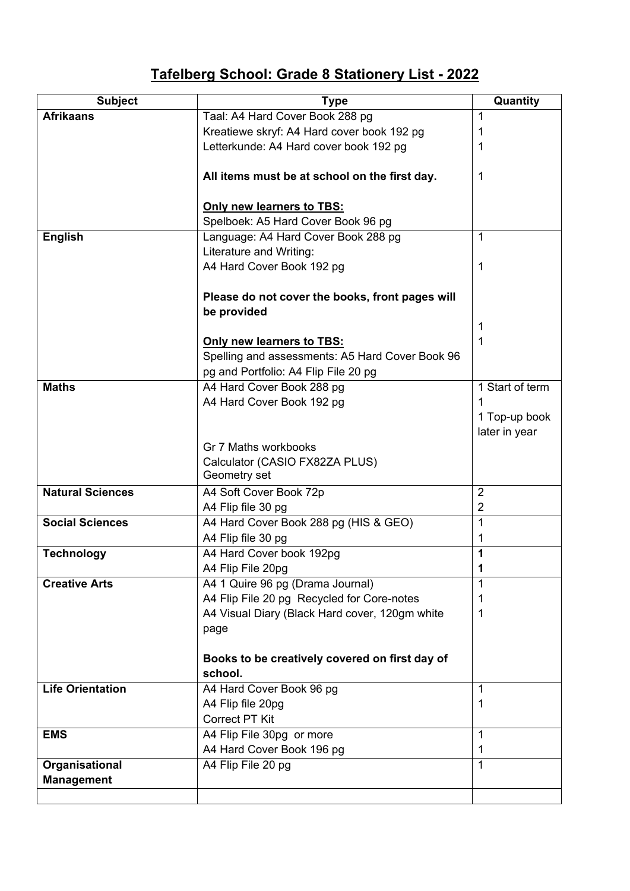# Tafelberg School: Grade 8 Stationery List - 2022

| Subject | Type | Quantity |
|---|---|---|
| **Afrikaans** | Taal: A4 Hard Cover Book 288 pg | 1 |
| | Kreatiewe skryf: A4 Hard cover book 192 pg | 1 |
| | Letterkunde: A4 Hard cover book 192 pg | 1 |
| | **All items must be at school on the first day.** | 1 |
| | **Only new learners to TBS:** | |
| | Spelboek: A5 Hard Cover Book 96 pg | |
| **English** | Language: A4 Hard Cover Book 288 pg | 1 |
| | Literature and Writing: A4 Hard Cover Book 192 pg | 1 |
| | **Please do not cover the books, front pages will be provided** | |
| | | 1 |
| | **Only new learners to TBS:** | 1 |
| | Spelling and assessments: A5 Hard Cover Book 96 pg and Portfolio: A4 Flip File 20 pg | |
| **Maths** | A4 Hard Cover Book 288 pg | 1 Start of term |
| | A4 Hard Cover Book 192 pg | 1 |
| | | 1 Top-up book later in year |
| | Gr 7 Maths workbooks | |
| | Calculator (CASIO FX82ZA PLUS) | |
| | Geometry set | |
| **Natural Sciences** | A4 Soft Cover Book 72p | 2 |
| | A4 Flip file 30 pg | 2 |
| **Social Sciences** | A4 Hard Cover Book 288 pg (HIS & GEO) | 1 |
| | A4 Flip file 30 pg | 1 |
| **Technology** | A4 Hard Cover book 192pg | **1** |
| | A4 Flip File 20pg | **1** |
| **Creative Arts** | A4 1 Quire 96 pg (Drama Journal) | 1 |
| | A4 Flip File 20 pg Recycled for Core-notes | 1 |
| | A4 Visual Diary (Black Hard cover, 120gm white page | 1 |
| | **Books to be creatively covered on first day of school.** | |
| **Life Orientation** | A4 Hard Cover Book 96 pg | 1 |
| | A4 Flip file 20pg | 1 |
| | Correct PT Kit | |
| **EMS** | A4 Flip File 30pg or more | 1 |
| | A4 Hard Cover Book 196 pg | 1 |
| **Organisational Management** | A4 Flip File 20 pg | 1 |
| | | |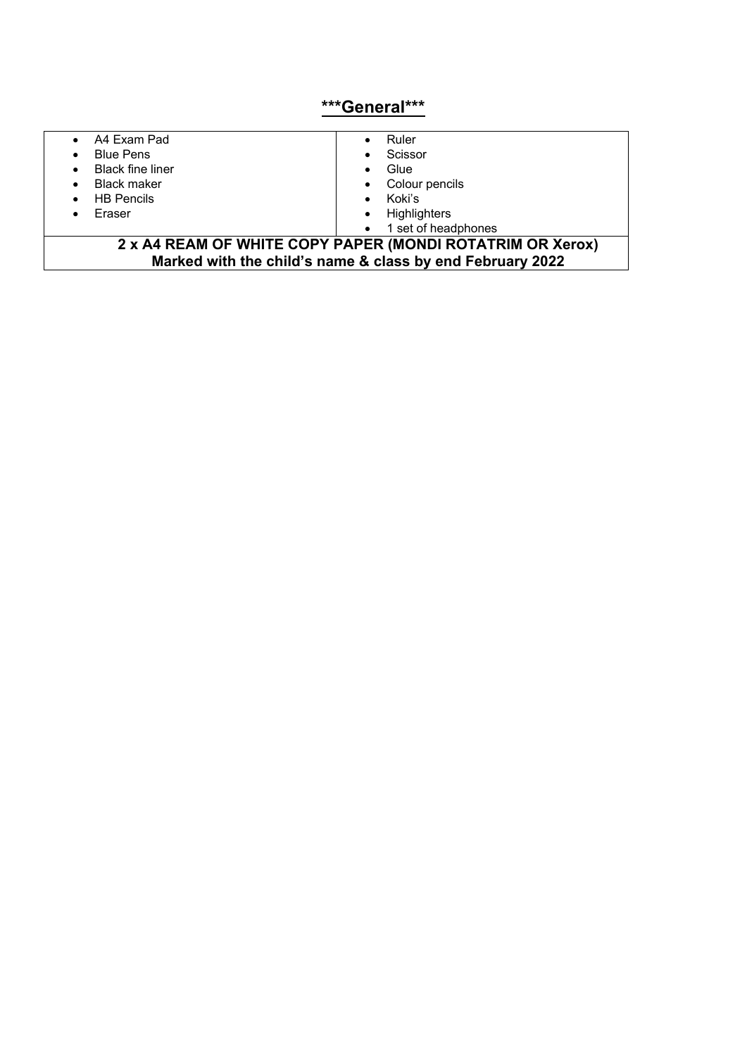## ***General***

| | |
|---|---|
| • A4 Exam Pad<br>• Blue Pens<br>• Black fine liner<br>• Black maker<br>• HB Pencils<br>• Eraser | • Ruler<br>• Scissor<br>• Glue<br>• Colour pencils<br>• Koki's<br>• Highlighters<br>• 1 set of headphones |
| **2 x A4 REAM OF WHITE COPY PAPER (MONDI ROTATRIM OR Xerox)**<br>**Marked with the child's name & class by end February 2022** | |